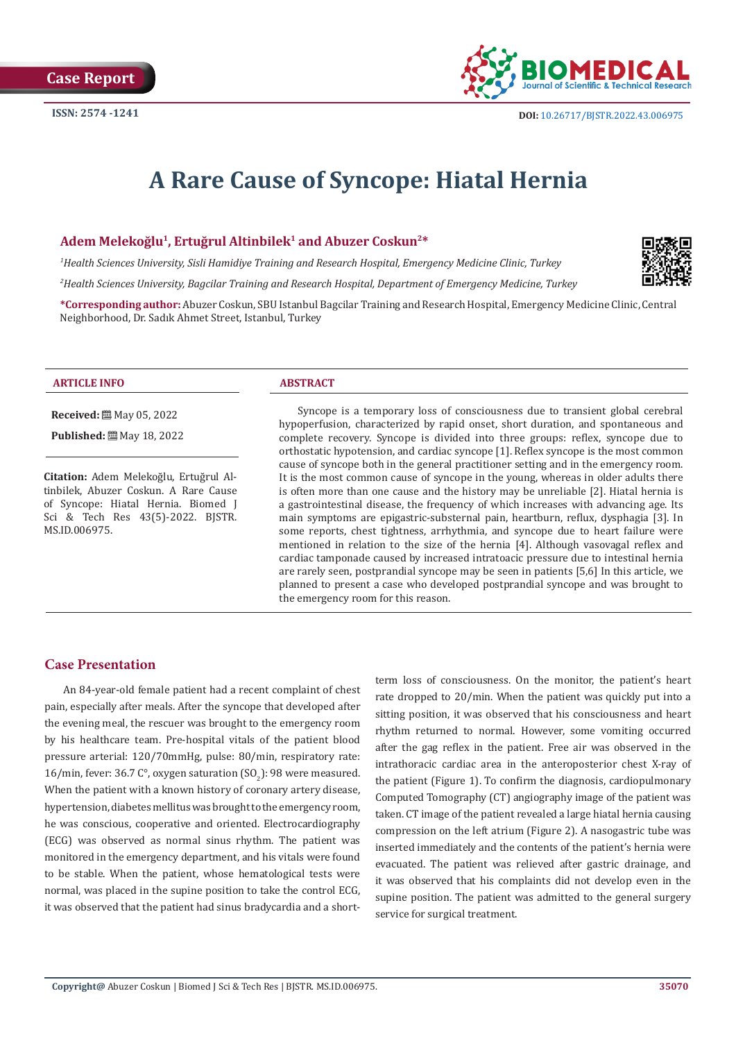Case Report

ISSN: 2574 -1241

DOI: 10.26717/BJSTR.2022.43.006975

# A Rare Cause of Syncope: Hiatal Hernia

**Adem Melekoğlu[1], Ertuğrul Altinbilek[1] and Abuzer Coskun[2]***

*[1]Health Sciences University, Sisli Hamidiye Training and Research Hospital, Emergency Medicine Clinic, Turkey*

*[2]Health Sciences University, Bagcilar Training and Research Hospital, Department of Emergency Medicine, Turkey*

***Corresponding author:** Abuzer Coskun, SBU Istanbul Bagcilar Training and Research Hospital, Emergency Medicine Clinic, Central Neighborhood, Dr. Sadık Ahmet Street, Istanbul, Turkey

### ARTICLE INFO

**Received:** May 05, 2022

**Published:** May 18, 2022

**Citation:** Adem Melekoğlu, Ertuğrul Altinbilek, Abuzer Coskun. A Rare Cause of Syncope: Hiatal Hernia. Biomed J Sci & Tech Res 43(5)-2022. BJSTR. MS.ID.006975.

### ABSTRACT

Syncope is a temporary loss of consciousness due to transient global cerebral hypoperfusion, characterized by rapid onset, short duration, and spontaneous and complete recovery. Syncope is divided into three groups: reflex, syncope due to orthostatic hypotension, and cardiac syncope [1]. Reflex syncope is the most common cause of syncope both in the general practitioner setting and in the emergency room. It is the most common cause of syncope in the young, whereas in older adults there is often more than one cause and the history may be unreliable [2]. Hiatal hernia is a gastrointestinal disease, the frequency of which increases with advancing age. Its main symptoms are epigastric-substernal pain, heartburn, reflux, dysphagia [3]. In some reports, chest tightness, arrhythmia, and syncope due to heart failure were mentioned in relation to the size of the hernia [4]. Although vasovagal reflex and cardiac tamponade caused by increased intratoacic pressure due to intestinal hernia are rarely seen, postprandial syncope may be seen in patients [5,6] In this article, we planned to present a case who developed postprandial syncope and was brought to the emergency room for this reason.

## Case Presentation

An 84-year-old female patient had a recent complaint of chest pain, especially after meals. After the syncope that developed after the evening meal, the rescuer was brought to the emergency room by his healthcare team. Pre-hospital vitals of the patient blood pressure arterial: 120/70mmHg, pulse: 80/min, respiratory rate: 16/min, fever: 36.7 C°, oxygen saturation ($SO_2$): 98 were measured. When the patient with a known history of coronary artery disease, hypertension, diabetes mellitus was brought to the emergency room, he was conscious, cooperative and oriented. Electrocardiography (ECG) was observed as normal sinus rhythm. The patient was monitored in the emergency department, and his vitals were found to be stable. When the patient, whose hematological tests were normal, was placed in the supine position to take the control ECG, it was observed that the patient had sinus bradycardia and a short-term loss of consciousness. On the monitor, the patient's heart rate dropped to 20/min. When the patient was quickly put into a sitting position, it was observed that his consciousness and heart rhythm returned to normal. However, some vomiting occurred after the gag reflex in the patient. Free air was observed in the intrathoracic cardiac area in the anteroposterior chest X-ray of the patient (Figure 1). To confirm the diagnosis, cardiopulmonary Computed Tomography (CT) angiography image of the patient was taken. CT image of the patient revealed a large hiatal hernia causing compression on the left atrium (Figure 2). A nasogastric tube was inserted immediately and the contents of the patient's hernia were evacuated. The patient was relieved after gastric drainage, and it was observed that his complaints did not develop even in the supine position. The patient was admitted to the general surgery service for surgical treatment.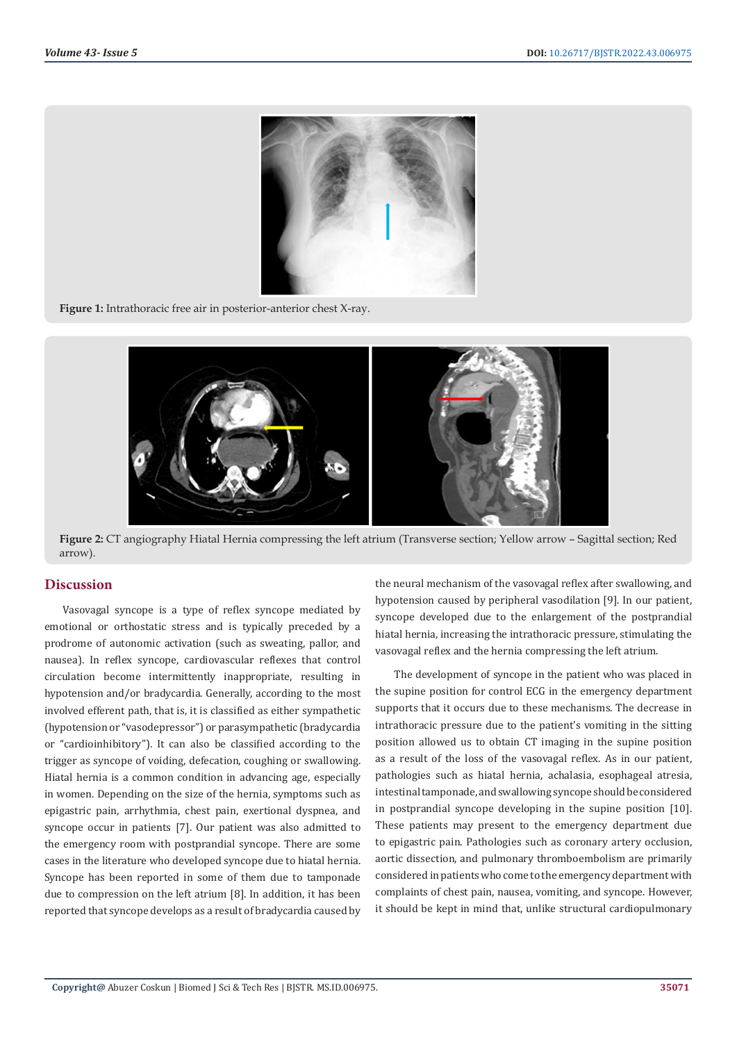Figure 1: Intrathoracic free air in posterior-anterior chest X-ray.

Figure 2: CT angiography Hiatal Hernia compressing the left atrium (Transverse section; Yellow arrow – Sagittal section; Red arrow).

## Discussion

Vasovagal syncope is a type of reflex syncope mediated by emotional or orthostatic stress and is typically preceded by a prodrome of autonomic activation (such as sweating, pallor, and nausea). In reflex syncope, cardiovascular reflexes that control circulation become intermittently inappropriate, resulting in hypotension and/or bradycardia. Generally, according to the most involved efferent path, that is, it is classified as either sympathetic (hypotension or "vasodepressor") or parasympathetic (bradycardia or "cardioinhibitory"). It can also be classified according to the trigger as syncope of voiding, defecation, coughing or swallowing. Hiatal hernia is a common condition in advancing age, especially in women. Depending on the size of the hernia, symptoms such as epigastric pain, arrhythmia, chest pain, exertional dyspnea, and syncope occur in patients [7]. Our patient was also admitted to the emergency room with postprandial syncope. There are some cases in the literature who developed syncope due to hiatal hernia. Syncope has been reported in some of them due to tamponade due to compression on the left atrium [8]. In addition, it has been reported that syncope develops as a result of bradycardia caused by the neural mechanism of the vasovagal reflex after swallowing, and hypotension caused by peripheral vasodilation [9]. In our patient, syncope developed due to the enlargement of the postprandial hiatal hernia, increasing the intrathoracic pressure, stimulating the vasovagal reflex and the hernia compressing the left atrium.

The development of syncope in the patient who was placed in the supine position for control ECG in the emergency department supports that it occurs due to these mechanisms. The decrease in intrathoracic pressure due to the patient's vomiting in the sitting position allowed us to obtain CT imaging in the supine position as a result of the loss of the vasovagal reflex. As in our patient, pathologies such as hiatal hernia, achalasia, esophageal atresia, intestinal tamponade, and swallowing syncope should be considered in postprandial syncope developing in the supine position [10]. These patients may present to the emergency department due to epigastric pain. Pathologies such as coronary artery occlusion, aortic dissection, and pulmonary thromboembolism are primarily considered in patients who come to the emergency department with complaints of chest pain, nausea, vomiting, and syncope. However, it should be kept in mind that, unlike structural cardiopulmonary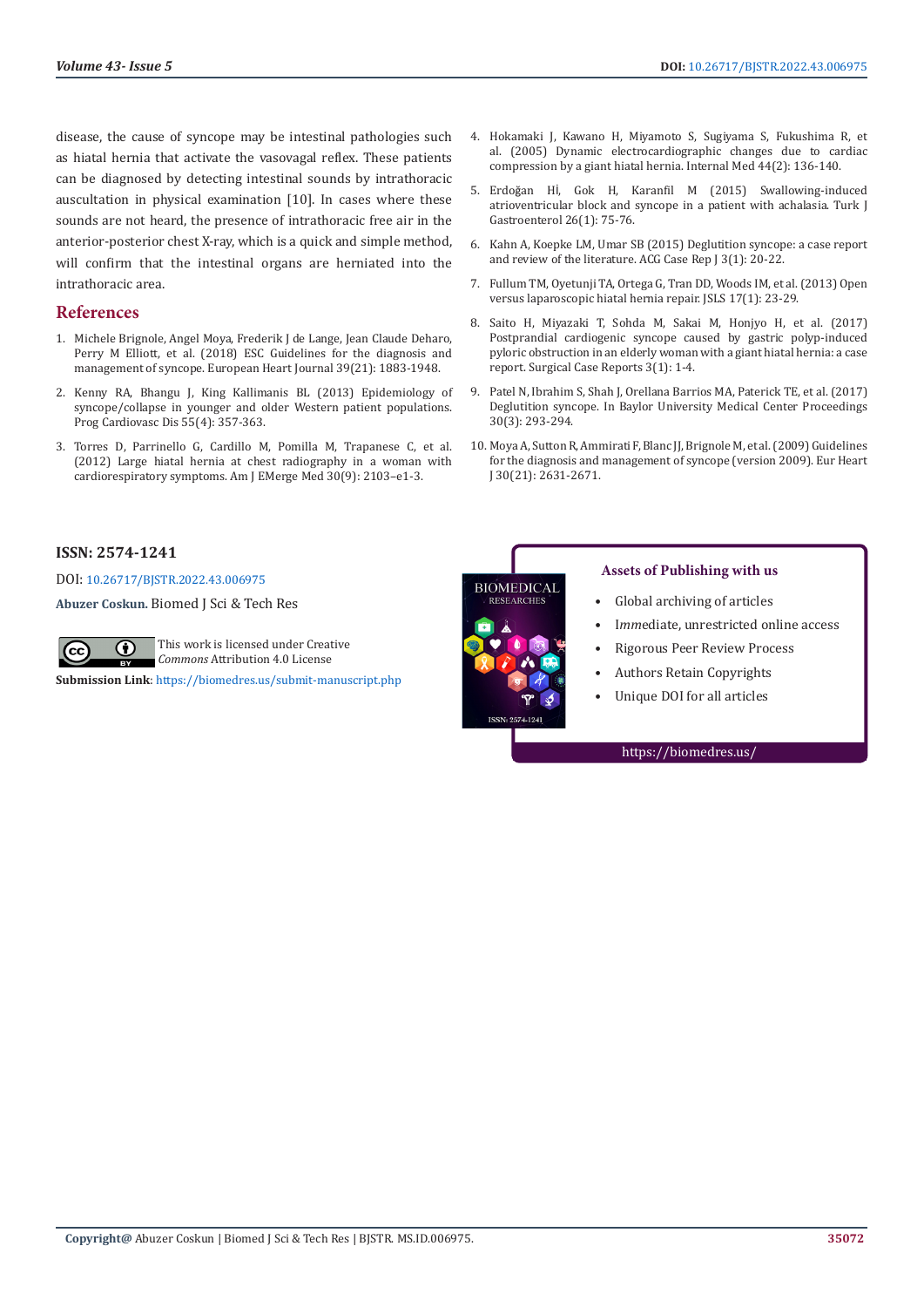disease, the cause of syncope may be intestinal pathologies such as hiatal hernia that activate the vasovagal reflex. These patients can be diagnosed by detecting intestinal sounds by intrathoracic auscultation in physical examination [10]. In cases where these sounds are not heard, the presence of intrathoracic free air in the anterior-posterior chest X-ray, which is a quick and simple method, will confirm that the intestinal organs are herniated into the intrathoracic area.

## References

1. Michele Brignole, Angel Moya, Frederik J de Lange, Jean Claude Deharo, Perry M Elliott, et al. (2018) ESC Guidelines for the diagnosis and management of syncope. European Heart Journal 39(21): 1883-1948.
2. Kenny RA, Bhangu J, King Kallimanis BL (2013) Epidemiology of syncope/collapse in younger and older Western patient populations. Prog Cardiovasc Dis 55(4): 357-363.
3. Torres D, Parrinello G, Cardillo M, Pomilla M, Trapanese C, et al. (2012) Large hiatal hernia at chest radiography in a woman with cardiorespiratory symptoms. Am J EMerge Med 30(9): 2103–e1-3.
4. Hokamaki J, Kawano H, Miyamoto S, Sugiyama S, Fukushima R, et al. (2005) Dynamic electrocardiographic changes due to cardiac compression by a giant hiatal hernia. Internal Med 44(2): 136-140.
5. Erdoğan Hİ, Gok H, Karanfil M (2015) Swallowing-induced atrioventricular block and syncope in a patient with achalasia. Turk J Gastroenterol 26(1): 75-76.
6. Kahn A, Koepke LM, Umar SB (2015) Deglutition syncope: a case report and review of the literature. ACG Case Rep J 3(1): 20-22.
7. Fullum TM, Oyetunji TA, Ortega G, Tran DD, Woods IM, et al. (2013) Open versus laparoscopic hiatal hernia repair. JSLS 17(1): 23-29.
8. Saito H, Miyazaki T, Sohda M, Sakai M, Honjyo H, et al. (2017) Postprandial cardiogenic syncope caused by gastric polyp-induced pyloric obstruction in an elderly woman with a giant hiatal hernia: a case report. Surgical Case Reports 3(1): 1-4.
9. Patel N, Ibrahim S, Shah J, Orellana Barrios MA, Paterick TE, et al. (2017) Deglutition syncope. In Baylor University Medical Center Proceedings 30(3): 293-294.
10. Moya A, Sutton R, Ammirati F, Blanc JJ, Brignole M, et al. (2009) Guidelines for the diagnosis and management of syncope (version 2009). Eur Heart J 30(21): 2631-2671.

**ISSN: 2574-1241**

DOI: 10.26717/BJSTR.2022.43.006975

**Abuzer Coskun.** Biomed J Sci & Tech Res

This work is licensed under Creative *Commons* Attribution 4.0 License

**Submission Link**: https://biomedres.us/submit-manuscript.php

**Assets of Publishing with us**

- Global archiving of articles
- Immediate, unrestricted online access
- Rigorous Peer Review Process
- Authors Retain Copyrights
- Unique DOI for all articles

https://biomedres.us/